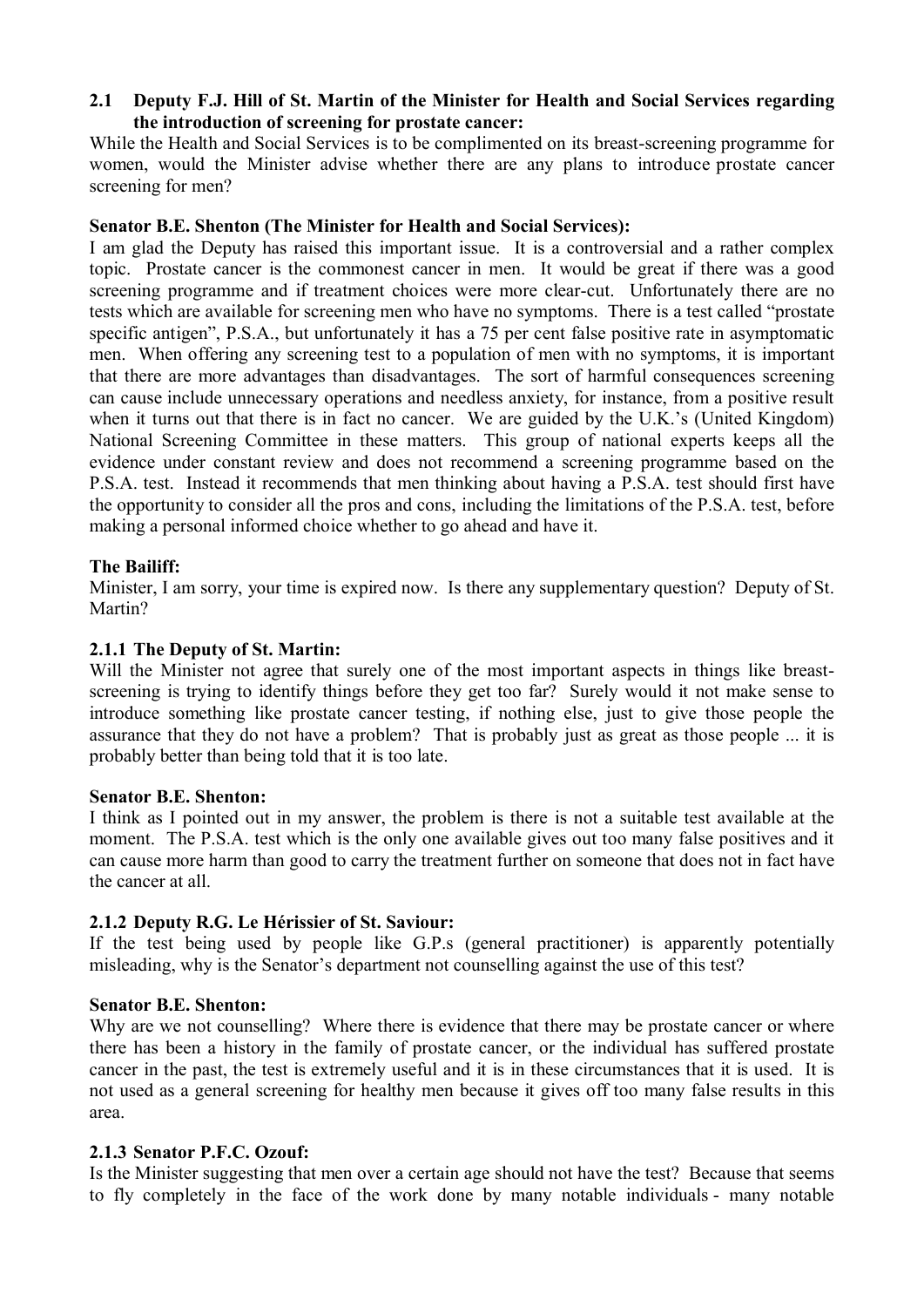**2.1 Deputy F.J. Hill of St. Martin of the Minister for Health and Social Services regarding the introduction of screening for prostate cancer:**

While the Health and Social Services is to be complimented on its breast-screening programme for women, would the Minister advise whether there are any plans to introduce prostate cancer screening for men?

**Senator B.E. Shenton (The Minister for Health and Social Services):**

I am glad the Deputy has raised this important issue. It is a controversial and a rather complex topic. Prostate cancer is the commonest cancer in men. It would be great if there was a good screening programme and if treatment choices were more clear-cut. Unfortunately there are no tests which are available for screening men who have no symptoms. There is a test called "prostate specific antigen", P.S.A., but unfortunately it has a 75 per cent false positive rate in asymptomatic men. When offering any screening test to a population of men with no symptoms, it is important that there are more advantages than disadvantages. The sort of harmful consequences screening can cause include unnecessary operations and needless anxiety, for instance, from a positive result when it turns out that there is in fact no cancer. We are guided by the U.K.'s (United Kingdom) National Screening Committee in these matters. This group of national experts keeps all the evidence under constant review and does not recommend a screening programme based on the P.S.A. test. Instead it recommends that men thinking about having a P.S.A. test should first have the opportunity to consider all the pros and cons, including the limitations of the P.S.A. test, before making a personal informed choice whether to go ahead and have it.

**The Bailiff:**

Minister, I am sorry, your time is expired now. Is there any supplementary question? Deputy of St. Martin?

**2.1.1 The Deputy of St. Martin:**

Will the Minister not agree that surely one of the most important aspects in things like breast-screening is trying to identify things before they get too far? Surely would it not make sense to introduce something like prostate cancer testing, if nothing else, just to give those people the assurance that they do not have a problem? That is probably just as great as those people ... it is probably better than being told that it is too late.

**Senator B.E. Shenton:**

I think as I pointed out in my answer, the problem is there is not a suitable test available at the moment. The P.S.A. test which is the only one available gives out too many false positives and it can cause more harm than good to carry the treatment further on someone that does not in fact have the cancer at all.

**2.1.2 Deputy R.G. Le Hérissier of St. Saviour:**

If the test being used by people like G.P.s (general practitioner) is apparently potentially misleading, why is the Senator's department not counselling against the use of this test?

**Senator B.E. Shenton:**

Why are we not counselling? Where there is evidence that there may be prostate cancer or where there has been a history in the family of prostate cancer, or the individual has suffered prostate cancer in the past, the test is extremely useful and it is in these circumstances that it is used. It is not used as a general screening for healthy men because it gives off too many false results in this area.

**2.1.3 Senator P.F.C. Ozouf:**

Is the Minister suggesting that men over a certain age should not have the test? Because that seems to fly completely in the face of the work done by many notable individuals - many notable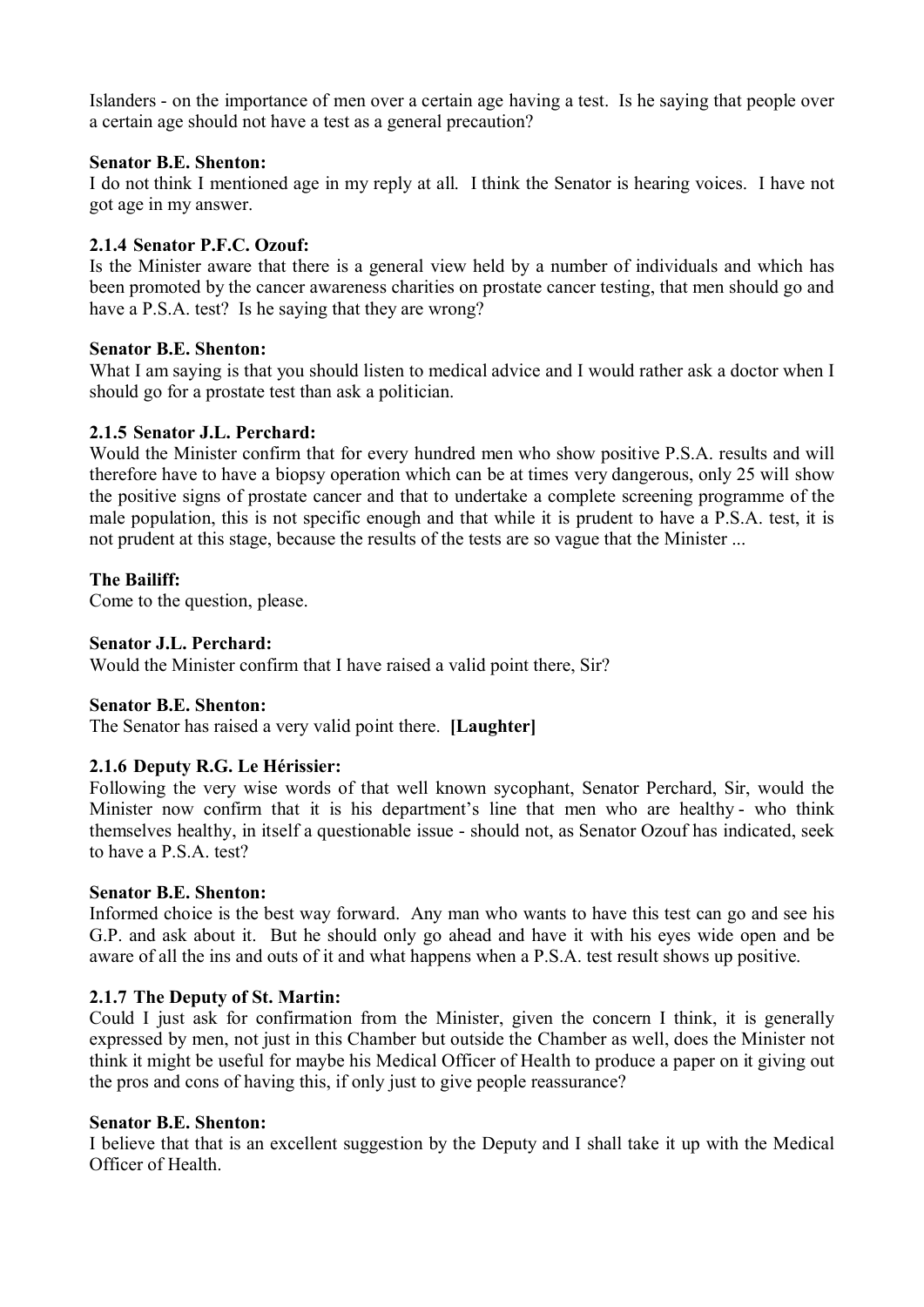Islanders - on the importance of men over a certain age having a test. Is he saying that people over a certain age should not have a test as a general precaution?

**Senator B.E. Shenton:**

I do not think I mentioned age in my reply at all. I think the Senator is hearing voices. I have not got age in my answer.

**2.1.4 Senator P.F.C. Ozouf:**

Is the Minister aware that there is a general view held by a number of individuals and which has been promoted by the cancer awareness charities on prostate cancer testing, that men should go and have a P.S.A. test? Is he saying that they are wrong?

**Senator B.E. Shenton:**

What I am saying is that you should listen to medical advice and I would rather ask a doctor when I should go for a prostate test than ask a politician.

**2.1.5 Senator J.L. Perchard:**

Would the Minister confirm that for every hundred men who show positive P.S.A. results and will therefore have to have a biopsy operation which can be at times very dangerous, only 25 will show the positive signs of prostate cancer and that to undertake a complete screening programme of the male population, this is not specific enough and that while it is prudent to have a P.S.A. test, it is not prudent at this stage, because the results of the tests are so vague that the Minister ...

**The Bailiff:**

Come to the question, please.

**Senator J.L. Perchard:**

Would the Minister confirm that I have raised a valid point there, Sir?

**Senator B.E. Shenton:**

The Senator has raised a very valid point there. **[Laughter]**

**2.1.6 Deputy R.G. Le Hérissier:**

Following the very wise words of that well known sycophant, Senator Perchard, Sir, would the Minister now confirm that it is his department's line that men who are healthy - who think themselves healthy, in itself a questionable issue - should not, as Senator Ozouf has indicated, seek to have a P.S.A. test?

**Senator B.E. Shenton:**

Informed choice is the best way forward. Any man who wants to have this test can go and see his G.P. and ask about it. But he should only go ahead and have it with his eyes wide open and be aware of all the ins and outs of it and what happens when a P.S.A. test result shows up positive.

**2.1.7 The Deputy of St. Martin:**

Could I just ask for confirmation from the Minister, given the concern I think, it is generally expressed by men, not just in this Chamber but outside the Chamber as well, does the Minister not think it might be useful for maybe his Medical Officer of Health to produce a paper on it giving out the pros and cons of having this, if only just to give people reassurance?

**Senator B.E. Shenton:**

I believe that that is an excellent suggestion by the Deputy and I shall take it up with the Medical Officer of Health.